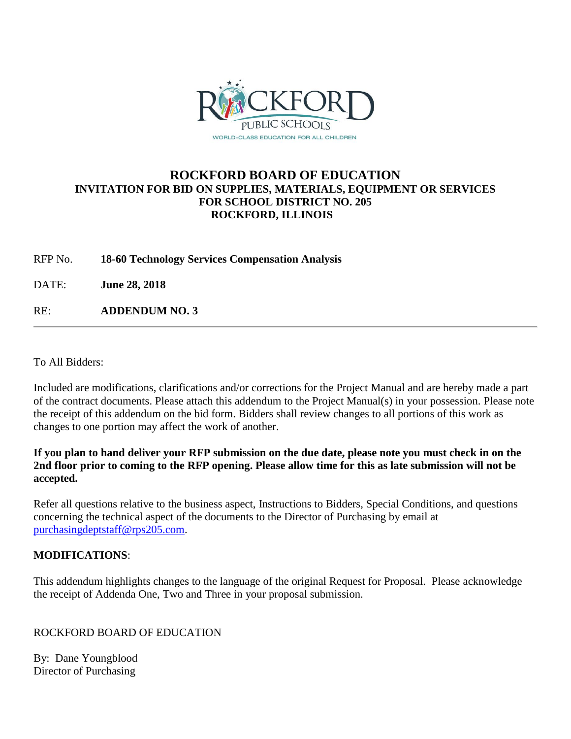# ROCKFORD BOARD OF EDUCATION

## INVITATION FOR BID ON SUPPLIES, MATERIALS, EQUIPMENT OR SERVICES FOR SCHOOL DISTRICT NO. 205 ROCKFORD, ILLINOIS

RFP No. **18-60 Technology Services Compensation Analysis**

DATE: **June 28, 2018**

RE: **ADDENDUM NO. 3**

---

To All Bidders:

Included are modifications, clarifications and/or corrections for the Project Manual and are hereby made a part of the contract documents. Please attach this addendum to the Project Manual(s) in your possession. Please note the receipt of this addendum on the bid form. Bidders shall review changes to all portions of this work as changes to one portion may affect the work of another.

**If you plan to hand deliver your RFP submission on the due date, please note you must check in on the 2nd floor prior to coming to the RFP opening. Please allow time for this as late submission will not be accepted.**

Refer all questions relative to the business aspect, Instructions to Bidders, Special Conditions, and questions concerning the technical aspect of the documents to the Director of Purchasing by email at purchasingdeptstaff@rps205.com.

**MODIFICATIONS**:

This addendum highlights changes to the language of the original Request for Proposal. Please acknowledge the receipt of Addenda One, Two and Three in your proposal submission.

ROCKFORD BOARD OF EDUCATION

By: Dane Youngblood
Director of Purchasing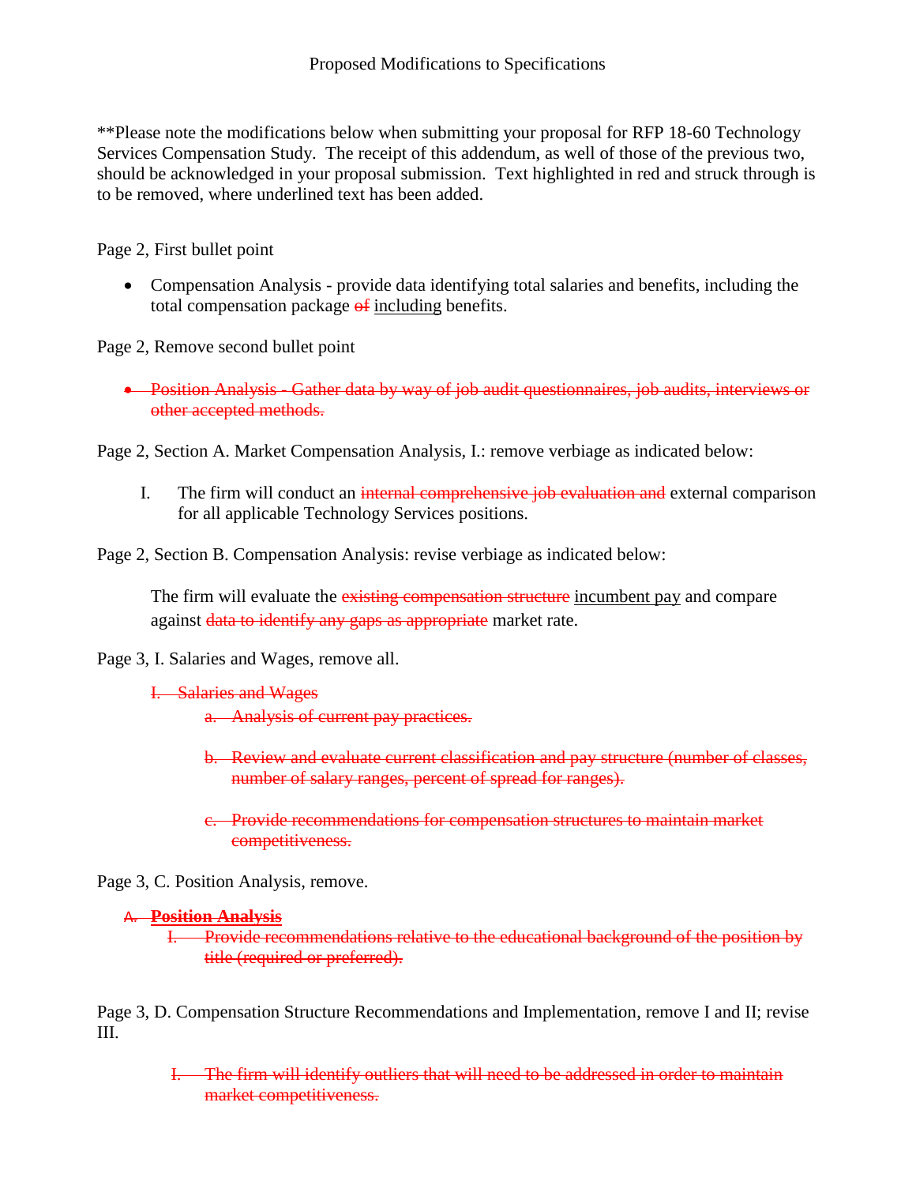Proposed Modifications to Specifications

**Please note the modifications below when submitting your proposal for RFP 18-60 Technology Services Compensation Study. The receipt of this addendum, as well of those of the previous two, should be acknowledged in your proposal submission. Text highlighted in red and struck through is to be removed, where underlined text has been added.

Page 2, First bullet point

- Compensation Analysis - provide data identifying total salaries and benefits, including the total compensation package ~~of~~ <u>including</u> benefits.

Page 2, Remove second bullet point

- ~~Position Analysis - Gather data by way of job audit questionnaires, job audits, interviews or other accepted methods.~~

Page 2, Section A. Market Compensation Analysis, I.: remove verbiage as indicated below:

I. The firm will conduct an ~~internal comprehensive job evaluation and~~ external comparison for all applicable Technology Services positions.

Page 2, Section B. Compensation Analysis: revise verbiage as indicated below:

The firm will evaluate the ~~existing compensation structure~~ <u>incumbent pay</u> and compare against ~~data to identify any gaps as appropriate~~ market rate.

Page 3, I. Salaries and Wages, remove all.

~~I. Salaries and Wages~~

~~a. Analysis of current pay practices.~~

~~b. Review and evaluate current classification and pay structure (number of classes, number of salary ranges, percent of spread for ranges).~~

~~c. Provide recommendations for compensation structures to maintain market competitiveness.~~

Page 3, C. Position Analysis, remove.

~~A. **Position Analysis**~~

~~I. Provide recommendations relative to the educational background of the position by title (required or preferred).~~

Page 3, D. Compensation Structure Recommendations and Implementation, remove I and II; revise III.

~~I. The firm will identify outliers that will need to be addressed in order to maintain market competitiveness.~~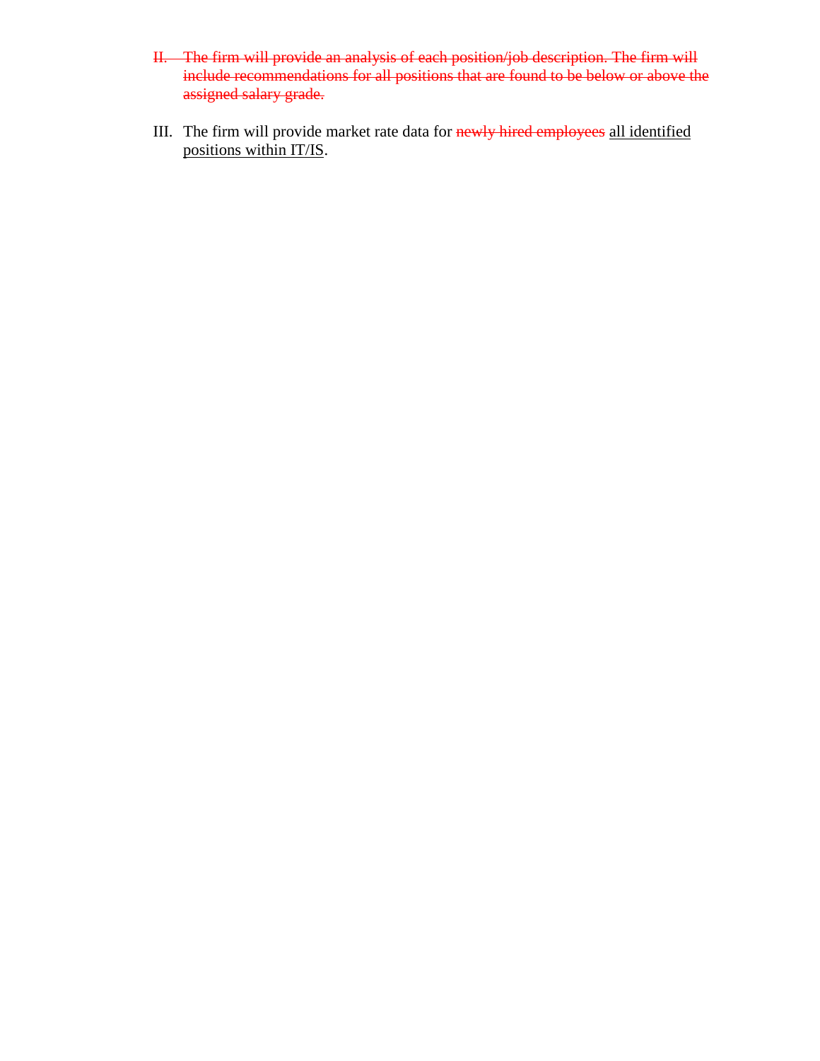II. ~~The firm will provide an analysis of each position/job description. The firm will include recommendations for all positions that are found to be below or above the assigned salary grade.~~

III. The firm will provide market rate data for ~~newly hired employees~~ <u>all identified positions within IT/IS</u>.